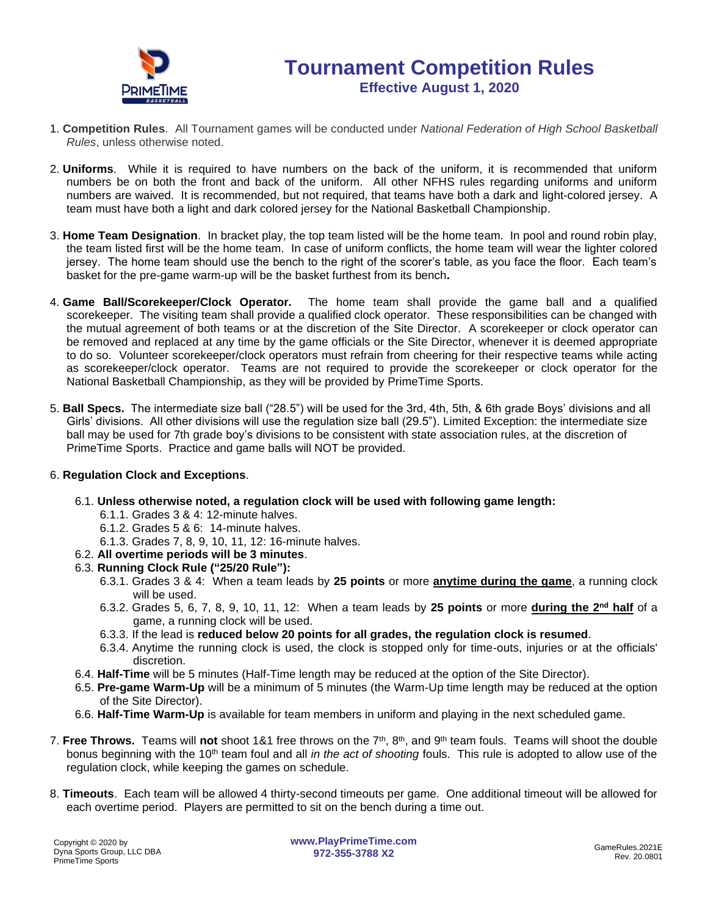# Tournament Competition Rules

## Effective August 1, 2020

1. **Competition Rules**. All Tournament games will be conducted under *National Federation of High School Basketball Rules*, unless otherwise noted.

2. **Uniforms**. While it is required to have numbers on the back of the uniform, it is recommended that uniform numbers be on both the front and back of the uniform. All other NFHS rules regarding uniforms and uniform numbers are waived. It is recommended, but not required, that teams have both a dark and light-colored jersey. A team must have both a light and dark colored jersey for the National Basketball Championship.

3. **Home Team Designation**. In bracket play, the top team listed will be the home team. In pool and round robin play, the team listed first will be the home team. In case of uniform conflicts, the home team will wear the lighter colored jersey. The home team should use the bench to the right of the scorer's table, as you face the floor. Each team's basket for the pre-game warm-up will be the basket furthest from its bench**.**

4. **Game Ball/Scorekeeper/Clock Operator.** The home team shall provide the game ball and a qualified scorekeeper. The visiting team shall provide a qualified clock operator. These responsibilities can be changed with the mutual agreement of both teams or at the discretion of the Site Director. A scorekeeper or clock operator can be removed and replaced at any time by the game officials or the Site Director, whenever it is deemed appropriate to do so. Volunteer scorekeeper/clock operators must refrain from cheering for their respective teams while acting as scorekeeper/clock operator. Teams are not required to provide the scorekeeper or clock operator for the National Basketball Championship, as they will be provided by PrimeTime Sports.

5. **Ball Specs.** The intermediate size ball ("28.5") will be used for the 3rd, 4th, 5th, & 6th grade Boys' divisions and all Girls' divisions. All other divisions will use the regulation size ball (29.5"). Limited Exception: the intermediate size ball may be used for 7th grade boy's divisions to be consistent with state association rules, at the discretion of PrimeTime Sports. Practice and game balls will NOT be provided.

6. **Regulation Clock and Exceptions**.

   6.1. **Unless otherwise noted, a regulation clock will be used with following game length:**

   6.1.1. Grades 3 & 4: 12-minute halves.

   6.1.2. Grades 5 & 6: 14-minute halves.

   6.1.3. Grades 7, 8, 9, 10, 11, 12: 16-minute halves.

   6.2. **All overtime periods will be 3 minutes**.

   6.3. **Running Clock Rule ("25/20 Rule"):**

   6.3.1. Grades 3 & 4: When a team leads by **25 points** or more **<u>anytime during the game</u>**, a running clock will be used.

   6.3.2. Grades 5, 6, 7, 8, 9, 10, 11, 12: When a team leads by **25 points** or more **<u>during the 2nd half</u>** of a game, a running clock will be used.

   6.3.3. If the lead is **reduced below 20 points for all grades, the regulation clock is resumed**.

   6.3.4. Anytime the running clock is used, the clock is stopped only for time-outs, injuries or at the officials' discretion.

   6.4. **Half-Time** will be 5 minutes (Half-Time length may be reduced at the option of the Site Director).

   6.5. **Pre-game Warm-Up** will be a minimum of 5 minutes (the Warm-Up time length may be reduced at the option of the Site Director).

   6.6. **Half-Time Warm-Up** is available for team members in uniform and playing in the next scheduled game.

7. **Free Throws.** Teams will **not** shoot 1&1 free throws on the 7th, 8th, and 9th team fouls. Teams will shoot the double bonus beginning with the 10th team foul and all *in the act of shooting* fouls. This rule is adopted to allow use of the regulation clock, while keeping the games on schedule.

8. **Timeouts**. Each team will be allowed 4 thirty-second timeouts per game. One additional timeout will be allowed for each overtime period. Players are permitted to sit on the bench during a time out.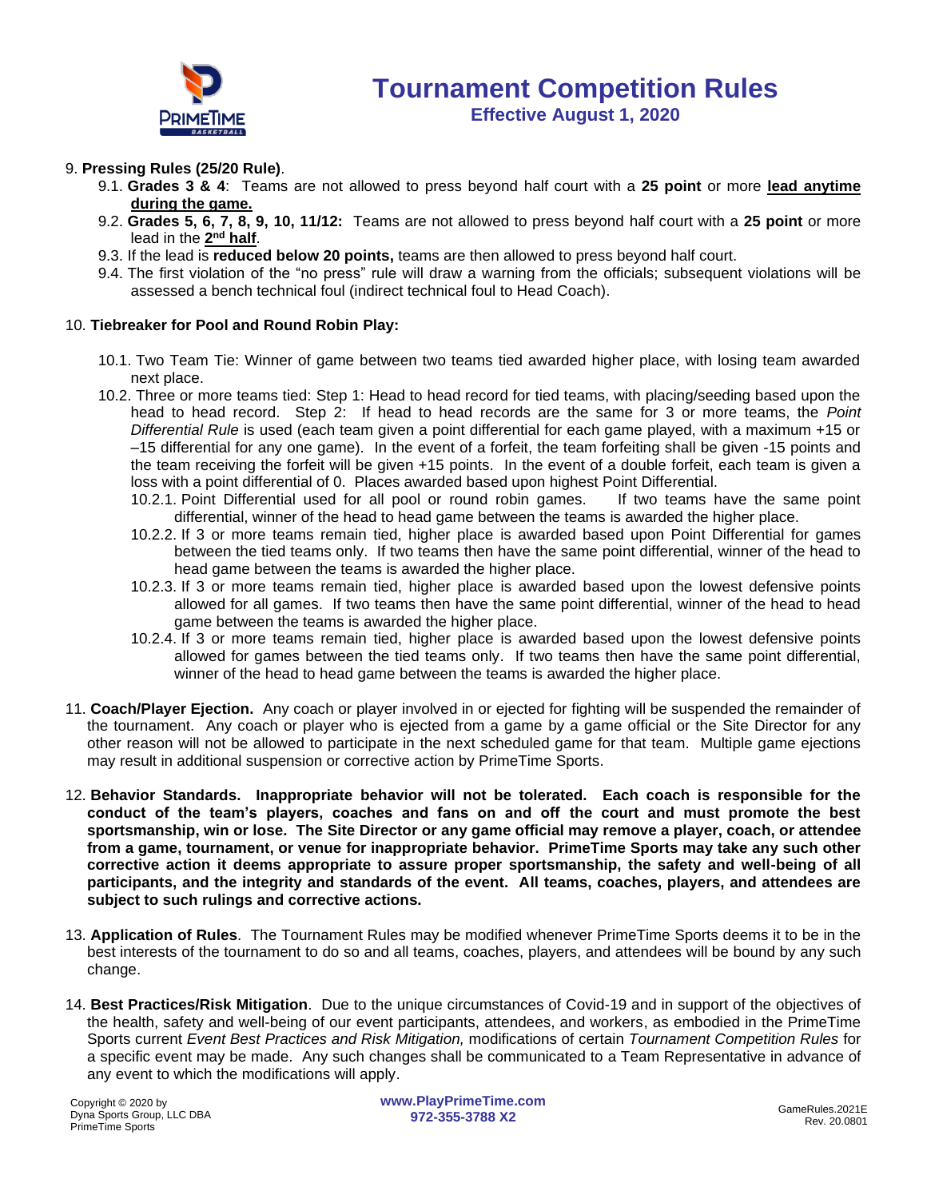# Tournament Competition Rules

**Effective August 1, 2020**

9. **Pressing Rules (25/20 Rule)**.
   - 9.1. **Grades 3 & 4**: Teams are not allowed to press beyond half court with a **25 point** or more **lead anytime during the game.**
   - 9.2. **Grades 5, 6, 7, 8, 9, 10, 11/12:** Teams are not allowed to press beyond half court with a **25 point** or more lead in the **2nd half**.
   - 9.3. If the lead is **reduced below 20 points,** teams are then allowed to press beyond half court.
   - 9.4. The first violation of the "no press" rule will draw a warning from the officials; subsequent violations will be assessed a bench technical foul (indirect technical foul to Head Coach).

10. **Tiebreaker for Pool and Round Robin Play:**
    - 10.1. Two Team Tie: Winner of game between two teams tied awarded higher place, with losing team awarded next place.
    - 10.2. Three or more teams tied: Step 1: Head to head record for tied teams, with placing/seeding based upon the head to head record. Step 2: If head to head records are the same for 3 or more teams, the *Point Differential Rule* is used (each team given a point differential for each game played, with a maximum +15 or –15 differential for any one game). In the event of a forfeit, the team forfeiting shall be given -15 points and the team receiving the forfeit will be given +15 points. In the event of a double forfeit, each team is given a loss with a point differential of 0. Places awarded based upon highest Point Differential.
      - 10.2.1. Point Differential used for all pool or round robin games. If two teams have the same point differential, winner of the head to head game between the teams is awarded the higher place.
      - 10.2.2. If 3 or more teams remain tied, higher place is awarded based upon Point Differential for games between the tied teams only. If two teams then have the same point differential, winner of the head to head game between the teams is awarded the higher place.
      - 10.2.3. If 3 or more teams remain tied, higher place is awarded based upon the lowest defensive points allowed for all games. If two teams then have the same point differential, winner of the head to head game between the teams is awarded the higher place.
      - 10.2.4. If 3 or more teams remain tied, higher place is awarded based upon the lowest defensive points allowed for games between the tied teams only. If two teams then have the same point differential, winner of the head to head game between the teams is awarded the higher place.

11. **Coach/Player Ejection.** Any coach or player involved in or ejected for fighting will be suspended the remainder of the tournament. Any coach or player who is ejected from a game by a game official or the Site Director for any other reason will not be allowed to participate in the next scheduled game for that team. Multiple game ejections may result in additional suspension or corrective action by PrimeTime Sports.

12. **Behavior Standards. Inappropriate behavior will not be tolerated. Each coach is responsible for the conduct of the team's players, coaches and fans on and off the court and must promote the best sportsmanship, win or lose. The Site Director or any game official may remove a player, coach, or attendee from a game, tournament, or venue for inappropriate behavior. PrimeTime Sports may take any such other corrective action it deems appropriate to assure proper sportsmanship, the safety and well-being of all participants, and the integrity and standards of the event. All teams, coaches, players, and attendees are subject to such rulings and corrective actions.**

13. **Application of Rules**. The Tournament Rules may be modified whenever PrimeTime Sports deems it to be in the best interests of the tournament to do so and all teams, coaches, players, and attendees will be bound by any such change.

14. **Best Practices/Risk Mitigation**. Due to the unique circumstances of Covid-19 and in support of the objectives of the health, safety and well-being of our event participants, attendees, and workers, as embodied in the PrimeTime Sports current *Event Best Practices and Risk Mitigation,* modifications of certain *Tournament Competition Rules* for a specific event may be made. Any such changes shall be communicated to a Team Representative in advance of any event to which the modifications will apply.

Copyright © 2020 by Dyna Sports Group, LLC DBA PrimeTime Sports

**www.PlayPrimeTime.com**
**972-355-3788 X2**

GameRules.2021E
Rev. 20.0801